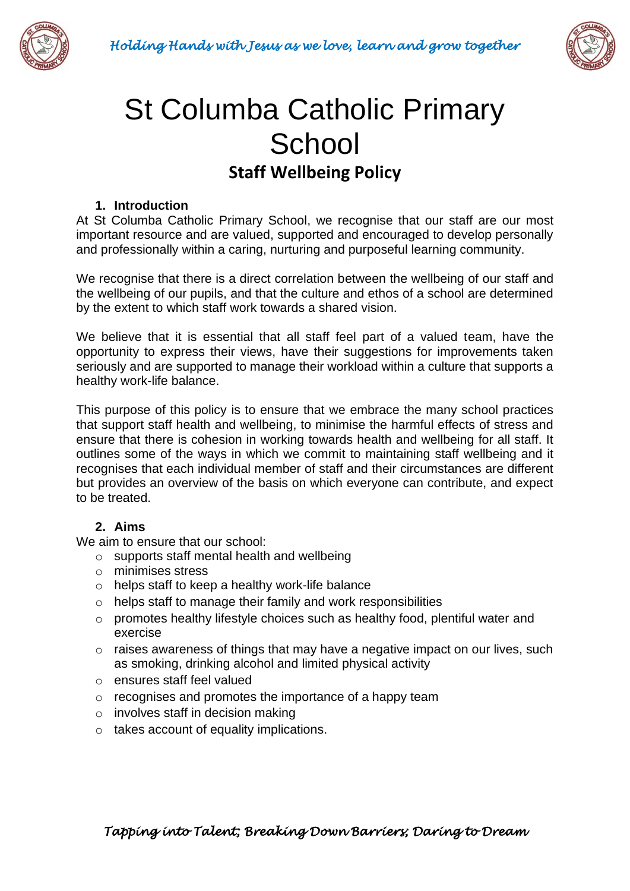# St Columba Catholic Primary School

## Staff Wellbeing Policy

### 1. Introduction

At St Columba Catholic Primary School, we recognise that our staff are our most important resource and are valued, supported and encouraged to develop personally and professionally within a caring, nurturing and purposeful learning community.

We recognise that there is a direct correlation between the wellbeing of our staff and the wellbeing of our pupils, and that the culture and ethos of a school are determined by the extent to which staff work towards a shared vision.

We believe that it is essential that all staff feel part of a valued team, have the opportunity to express their views, have their suggestions for improvements taken seriously and are supported to manage their workload within a culture that supports a healthy work-life balance.

This purpose of this policy is to ensure that we embrace the many school practices that support staff health and wellbeing, to minimise the harmful effects of stress and ensure that there is cohesion in working towards health and wellbeing for all staff. It outlines some of the ways in which we commit to maintaining staff wellbeing and it recognises that each individual member of staff and their circumstances are different but provides an overview of the basis on which everyone can contribute, and expect to be treated.

### 2. Aims

We aim to ensure that our school:

- supports staff mental health and wellbeing
- minimises stress
- helps staff to keep a healthy work-life balance
- helps staff to manage their family and work responsibilities
- promotes healthy lifestyle choices such as healthy food, plentiful water and exercise
- raises awareness of things that may have a negative impact on our lives, such as smoking, drinking alcohol and limited physical activity
- ensures staff feel valued
- recognises and promotes the importance of a happy team
- involves staff in decision making
- takes account of equality implications.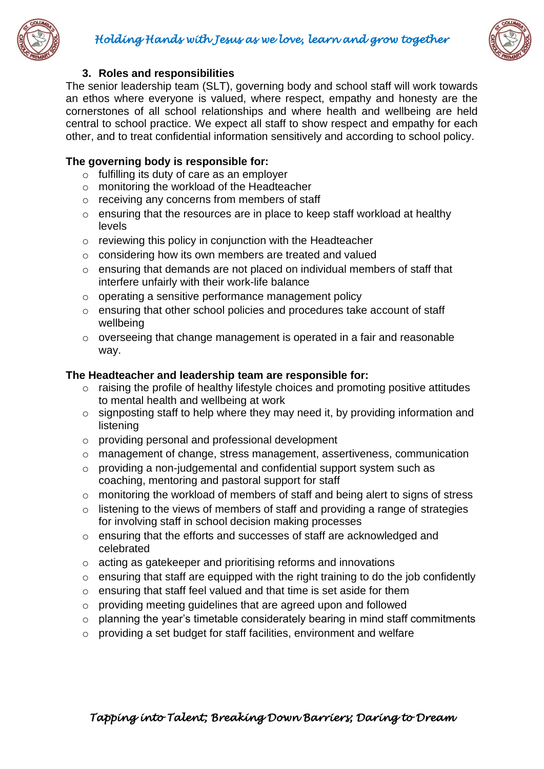## 3. Roles and responsibilities

The senior leadership team (SLT), governing body and school staff will work towards an ethos where everyone is valued, where respect, empathy and honesty are the cornerstones of all school relationships and where health and wellbeing are held central to school practice. We expect all staff to show respect and empathy for each other, and to treat confidential information sensitively and according to school policy.

**The governing body is responsible for:**

- fulfilling its duty of care as an employer
- monitoring the workload of the Headteacher
- receiving any concerns from members of staff
- ensuring that the resources are in place to keep staff workload at healthy levels
- reviewing this policy in conjunction with the Headteacher
- considering how its own members are treated and valued
- ensuring that demands are not placed on individual members of staff that interfere unfairly with their work-life balance
- operating a sensitive performance management policy
- ensuring that other school policies and procedures take account of staff wellbeing
- overseeing that change management is operated in a fair and reasonable way.

**The Headteacher and leadership team are responsible for:**

- raising the profile of healthy lifestyle choices and promoting positive attitudes to mental health and wellbeing at work
- signposting staff to help where they may need it, by providing information and listening
- providing personal and professional development
- management of change, stress management, assertiveness, communication
- providing a non-judgemental and confidential support system such as coaching, mentoring and pastoral support for staff
- monitoring the workload of members of staff and being alert to signs of stress
- listening to the views of members of staff and providing a range of strategies for involving staff in school decision making processes
- ensuring that the efforts and successes of staff are acknowledged and celebrated
- acting as gatekeeper and prioritising reforms and innovations
- ensuring that staff are equipped with the right training to do the job confidently
- ensuring that staff feel valued and that time is set aside for them
- providing meeting guidelines that are agreed upon and followed
- planning the year's timetable considerately bearing in mind staff commitments
- providing a set budget for staff facilities, environment and welfare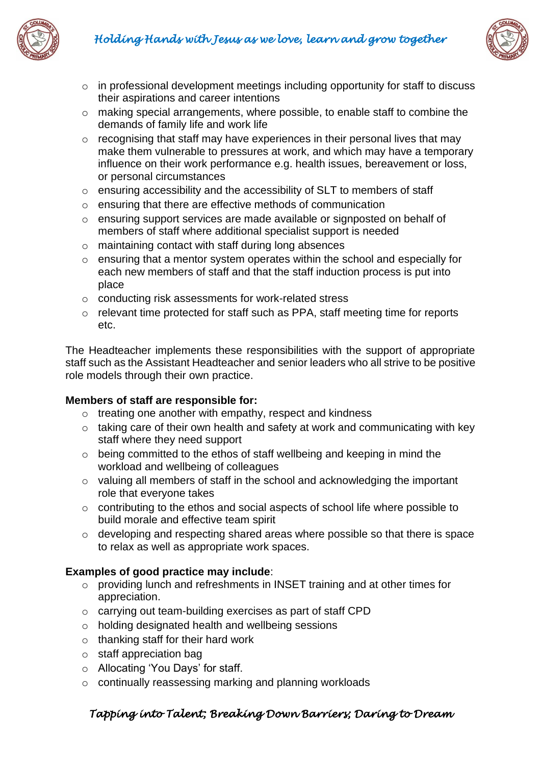- in professional development meetings including opportunity for staff to discuss their aspirations and career intentions
- making special arrangements, where possible, to enable staff to combine the demands of family life and work life
- recognising that staff may have experiences in their personal lives that may make them vulnerable to pressures at work, and which may have a temporary influence on their work performance e.g. health issues, bereavement or loss, or personal circumstances
- ensuring accessibility and the accessibility of SLT to members of staff
- ensuring that there are effective methods of communication
- ensuring support services are made available or signposted on behalf of members of staff where additional specialist support is needed
- maintaining contact with staff during long absences
- ensuring that a mentor system operates within the school and especially for each new members of staff and that the staff induction process is put into place
- conducting risk assessments for work-related stress
- relevant time protected for staff such as PPA, staff meeting time for reports etc.

The Headteacher implements these responsibilities with the support of appropriate staff such as the Assistant Headteacher and senior leaders who all strive to be positive role models through their own practice.

**Members of staff are responsible for:**

- treating one another with empathy, respect and kindness
- taking care of their own health and safety at work and communicating with key staff where they need support
- being committed to the ethos of staff wellbeing and keeping in mind the workload and wellbeing of colleagues
- valuing all members of staff in the school and acknowledging the important role that everyone takes
- contributing to the ethos and social aspects of school life where possible to build morale and effective team spirit
- developing and respecting shared areas where possible so that there is space to relax as well as appropriate work spaces.

**Examples of good practice may include**:

- providing lunch and refreshments in INSET training and at other times for appreciation.
- carrying out team-building exercises as part of staff CPD
- holding designated health and wellbeing sessions
- thanking staff for their hard work
- staff appreciation bag
- Allocating 'You Days' for staff.
- continually reassessing marking and planning workloads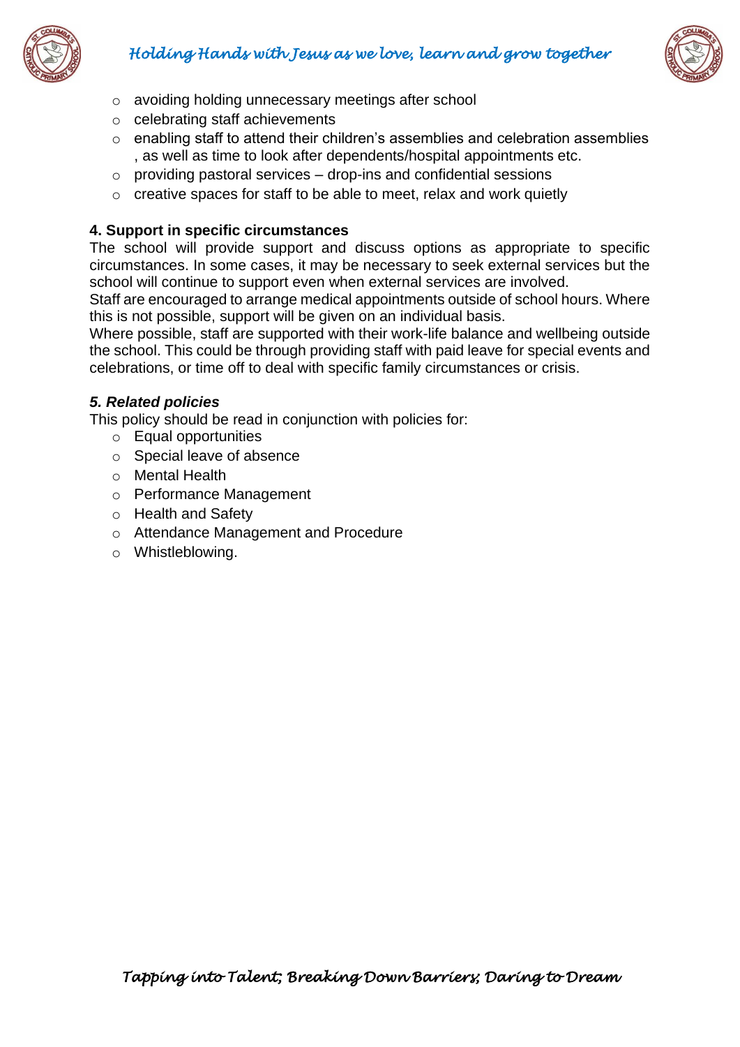- avoiding holding unnecessary meetings after school
- celebrating staff achievements
- enabling staff to attend their children's assemblies and celebration assemblies , as well as time to look after dependents/hospital appointments etc.
- providing pastoral services – drop-ins and confidential sessions
- creative spaces for staff to be able to meet, relax and work quietly

**4. Support in specific circumstances**

The school will provide support and discuss options as appropriate to specific circumstances. In some cases, it may be necessary to seek external services but the school will continue to support even when external services are involved.

Staff are encouraged to arrange medical appointments outside of school hours. Where this is not possible, support will be given on an individual basis.

Where possible, staff are supported with their work-life balance and wellbeing outside the school. This could be through providing staff with paid leave for special events and celebrations, or time off to deal with specific family circumstances or crisis.

***5. Related policies***

This policy should be read in conjunction with policies for:

- Equal opportunities
- Special leave of absence
- Mental Health
- Performance Management
- Health and Safety
- Attendance Management and Procedure
- Whistleblowing.